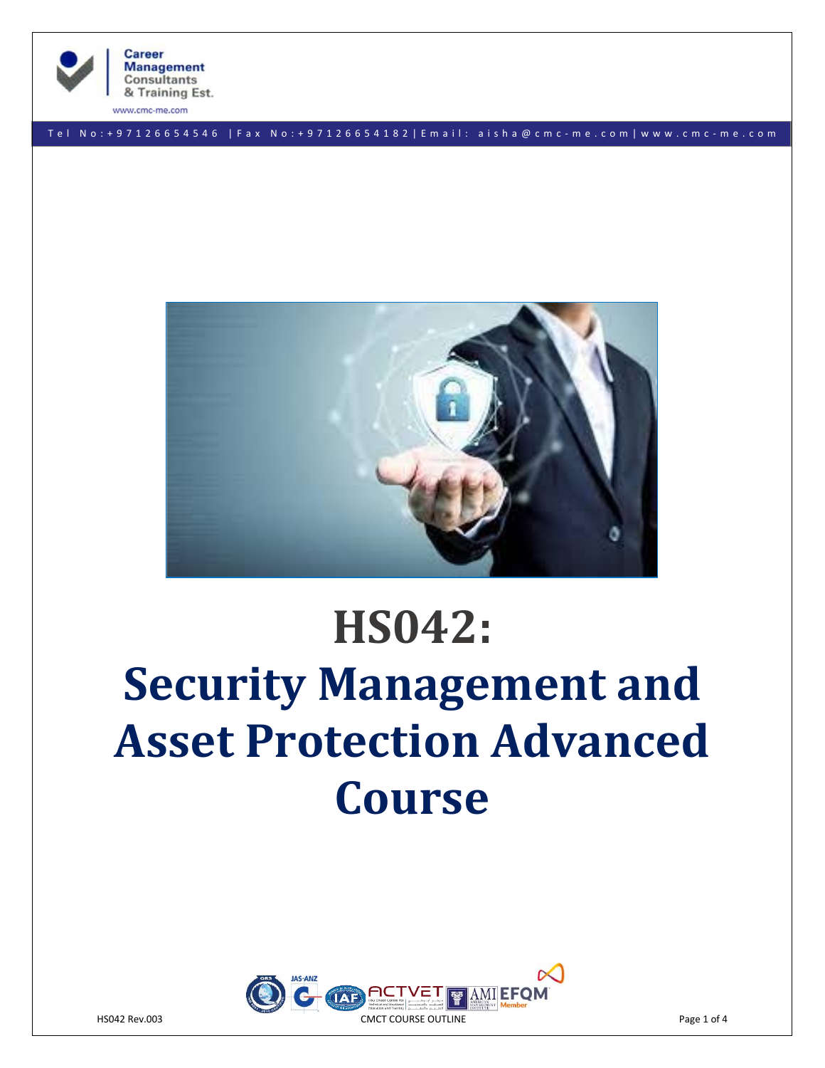# HS042:

# Security Management and Asset Protection Advanced Course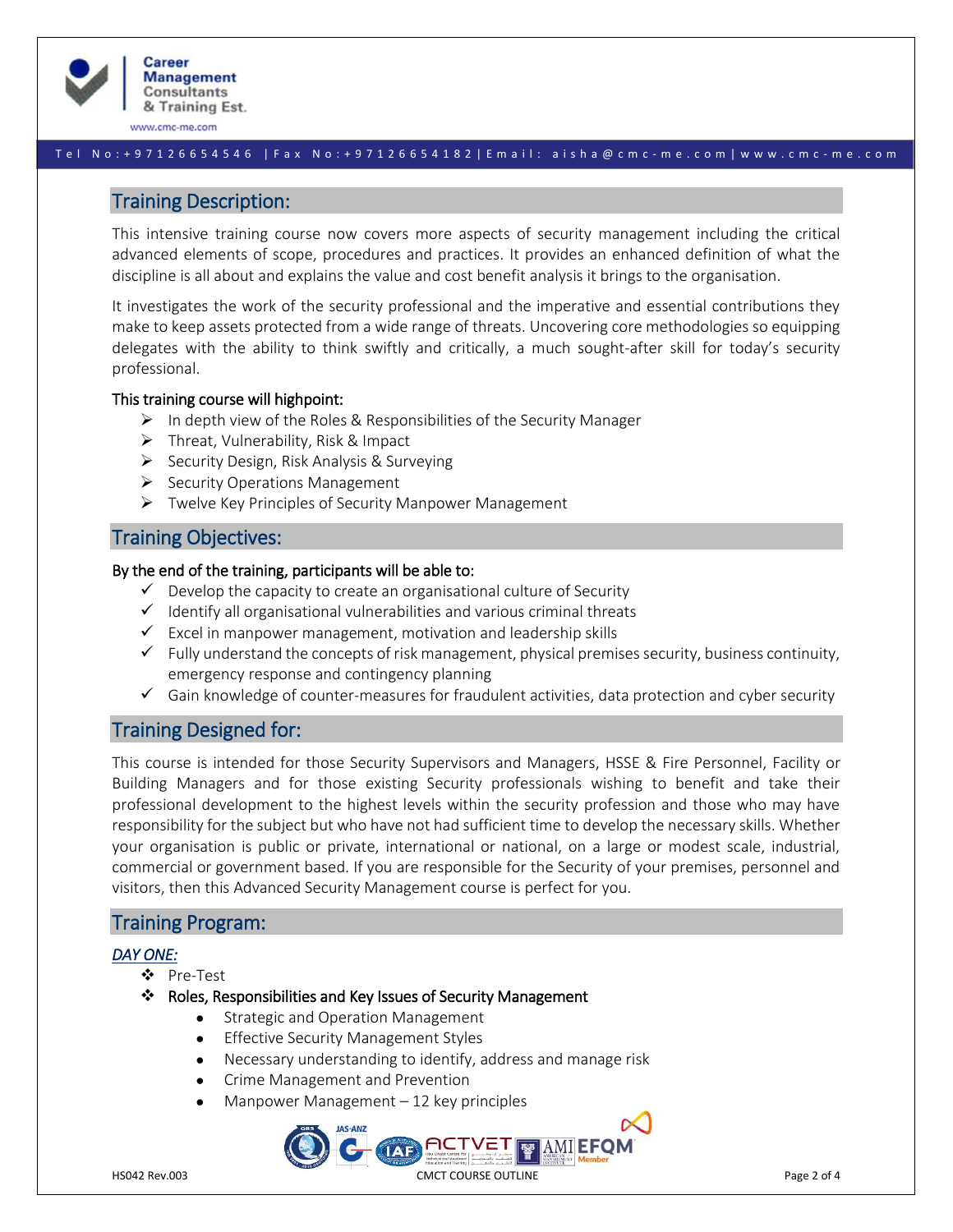## Training Description:

This intensive training course now covers more aspects of security management including the critical advanced elements of scope, procedures and practices. It provides an enhanced definition of what the discipline is all about and explains the value and cost benefit analysis it brings to the organisation.

It investigates the work of the security professional and the imperative and essential contributions they make to keep assets protected from a wide range of threats. Uncovering core methodologies so equipping delegates with the ability to think swiftly and critically, a much sought-after skill for today's security professional.

**This training course will highpoint:**

- In depth view of the Roles & Responsibilities of the Security Manager
- Threat, Vulnerability, Risk & Impact
- Security Design, Risk Analysis & Surveying
- Security Operations Management
- Twelve Key Principles of Security Manpower Management

## Training Objectives:

**By the end of the training, participants will be able to:**

- ✓ Develop the capacity to create an organisational culture of Security
- ✓ Identify all organisational vulnerabilities and various criminal threats
- ✓ Excel in manpower management, motivation and leadership skills
- ✓ Fully understand the concepts of risk management, physical premises security, business continuity, emergency response and contingency planning
- ✓ Gain knowledge of counter-measures for fraudulent activities, data protection and cyber security

## Training Designed for:

This course is intended for those Security Supervisors and Managers, HSSE & Fire Personnel, Facility or Building Managers and for those existing Security professionals wishing to benefit and take their professional development to the highest levels within the security profession and those who may have responsibility for the subject but who have not had sufficient time to develop the necessary skills. Whether your organisation is public or private, international or national, on a large or modest scale, industrial, commercial or government based. If you are responsible for the Security of your premises, personnel and visitors, then this Advanced Security Management course is perfect for you.

## Training Program:

***DAY ONE:***

- ❖ Pre-Test
- ❖ **Roles, Responsibilities and Key Issues of Security Management**
    - Strategic and Operation Management
    - Effective Security Management Styles
    - Necessary understanding to identify, address and manage risk
    - Crime Management and Prevention
    - Manpower Management – 12 key principles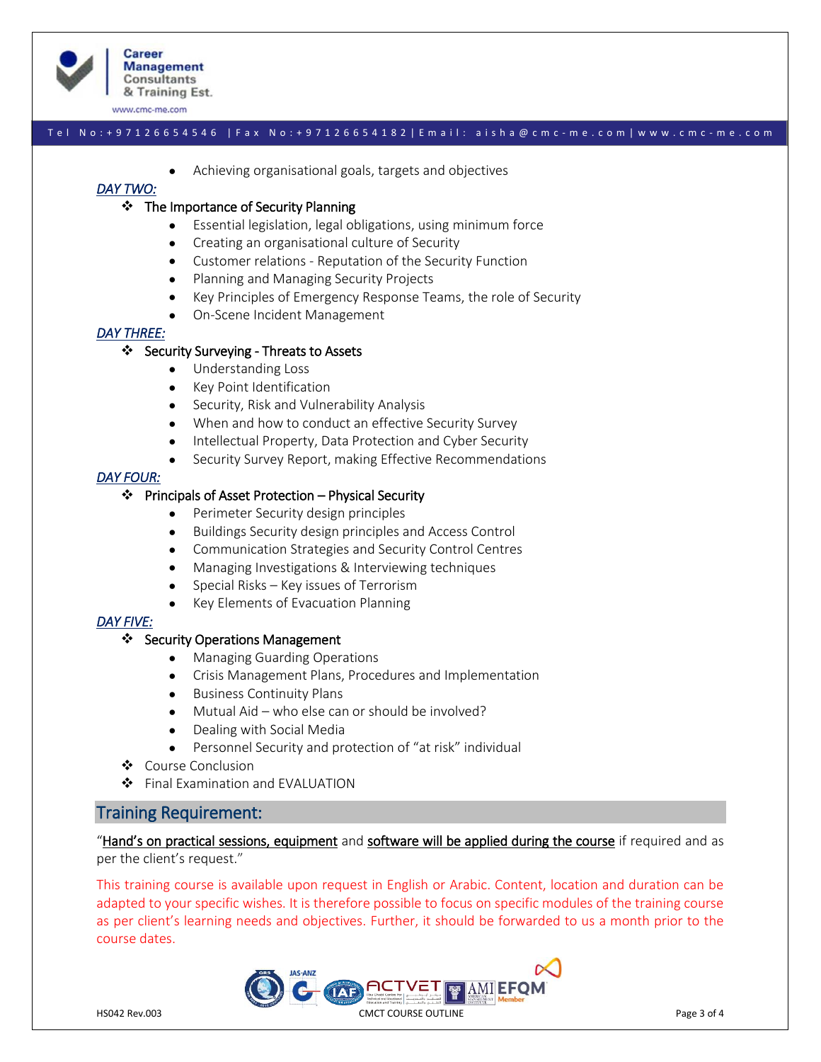- Achieving organisational goals, targets and objectives

***DAY TWO:***

- The Importance of Security Planning
    - Essential legislation, legal obligations, using minimum force
    - Creating an organisational culture of Security
    - Customer relations - Reputation of the Security Function
    - Planning and Managing Security Projects
    - Key Principles of Emergency Response Teams, the role of Security
    - On-Scene Incident Management

***DAY THREE:***

- Security Surveying - Threats to Assets
    - Understanding Loss
    - Key Point Identification
    - Security, Risk and Vulnerability Analysis
    - When and how to conduct an effective Security Survey
    - Intellectual Property, Data Protection and Cyber Security
    - Security Survey Report, making Effective Recommendations

***DAY FOUR:***

- Principals of Asset Protection – Physical Security
    - Perimeter Security design principles
    - Buildings Security design principles and Access Control
    - Communication Strategies and Security Control Centres
    - Managing Investigations & Interviewing techniques
    - Special Risks – Key issues of Terrorism
    - Key Elements of Evacuation Planning

***DAY FIVE:***

- Security Operations Management
    - Managing Guarding Operations
    - Crisis Management Plans, Procedures and Implementation
    - Business Continuity Plans
    - Mutual Aid – who else can or should be involved?
    - Dealing with Social Media
    - Personnel Security and protection of "at risk" individual
- Course Conclusion
- Final Examination and EVALUATION

## Training Requirement:

"Hand's on practical sessions, equipment and software will be applied during the course if required and as per the client's request."

This training course is available upon request in English or Arabic. Content, location and duration can be adapted to your specific wishes. It is therefore possible to focus on specific modules of the training course as per client's learning needs and objectives. Further, it should be forwarded to us a month prior to the course dates.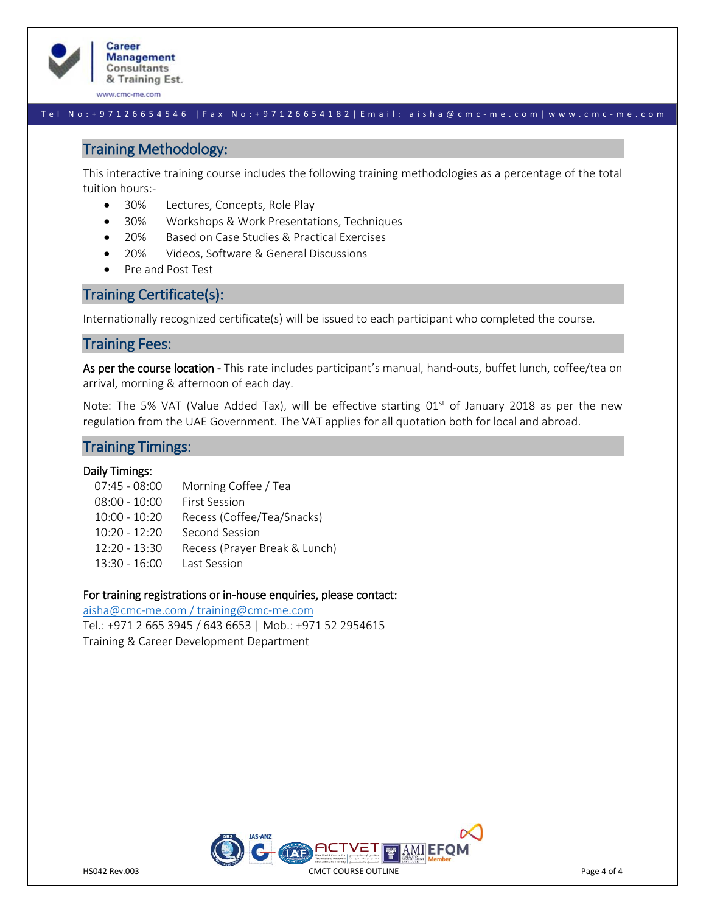## Training Methodology:

This interactive training course includes the following training methodologies as a percentage of the total tuition hours:-

- 30% Lectures, Concepts, Role Play
- 30% Workshops & Work Presentations, Techniques
- 20% Based on Case Studies & Practical Exercises
- 20% Videos, Software & General Discussions
- Pre and Post Test

## Training Certificate(s):

Internationally recognized certificate(s) will be issued to each participant who completed the course.

## Training Fees:

**As per the course location -** This rate includes participant's manual, hand-outs, buffet lunch, coffee/tea on arrival, morning & afternoon of each day.

Note: The 5% VAT (Value Added Tax), will be effective starting 01st of January 2018 as per the new regulation from the UAE Government. The VAT applies for all quotation both for local and abroad.

## Training Timings:

**Daily Timings:**

| | |
|---|---|
| 07:45 - 08:00 | Morning Coffee / Tea |
| 08:00 - 10:00 | First Session |
| 10:00 - 10:20 | Recess (Coffee/Tea/Snacks) |
| 10:20 - 12:20 | Second Session |
| 12:20 - 13:30 | Recess (Prayer Break & Lunch) |
| 13:30 - 16:00 | Last Session |

**For training registrations or in-house enquiries, please contact:**

aisha@cmc-me.com / training@cmc-me.com
Tel.: +971 2 665 3945 / 643 6653 | Mob.: +971 52 2954615
Training & Career Development Department